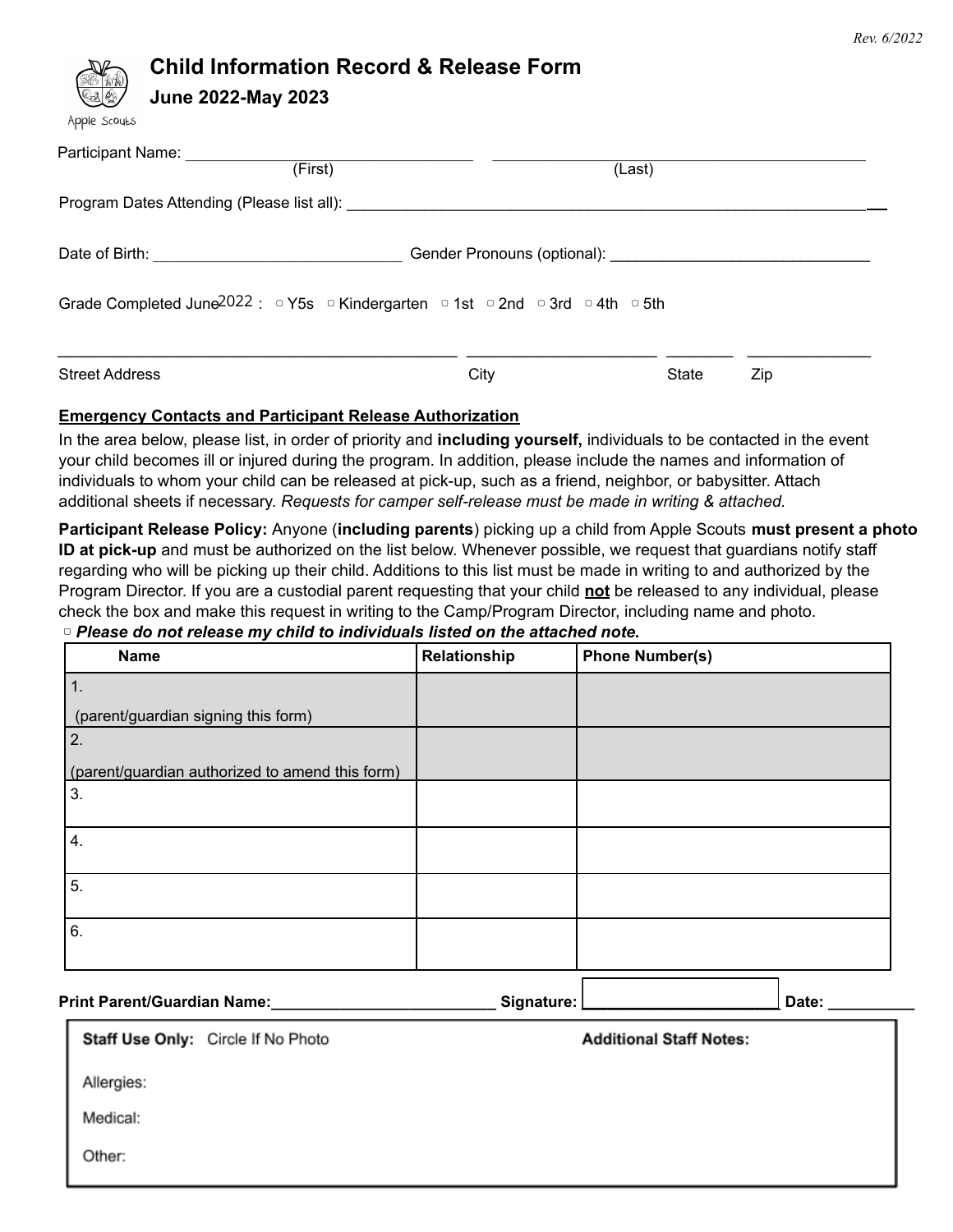Rev. 6/2022

Apple Scouts

# Child Information Record & Release Form

## June 2022-May 2023

Participant Name: ________________________________ ________________________________________
(First) (Last)

Program Dates Attending (Please list all): ____________________________________________________________

Date of Birth: ____________________________ Gender Pronouns (optional): ____________________________

Grade Completed June 2022 : ▢ Y5s ▢ Kindergarten ▢ 1st ▢ 2nd ▢ 3rd ▢ 4th ▢ 5th

____________________________________________ ____________________ ________ _____________
Street Address City State Zip

**Emergency Contacts and Participant Release Authorization**

In the area below, please list, in order of priority and **including yourself,** individuals to be contacted in the event your child becomes ill or injured during the program. In addition, please include the names and information of individuals to whom your child can be released at pick-up, such as a friend, neighbor, or babysitter. Attach additional sheets if necessary. *Requests for camper self-release must be made in writing & attached.*

**Participant Release Policy:** Anyone (**including parents**) picking up a child from Apple Scouts **must present a photo ID at pick-up** and must be authorized on the list below. Whenever possible, we request that guardians notify staff regarding who will be picking up their child. Additions to this list must be made in writing to and authorized by the Program Director. If you are a custodial parent requesting that your child **not** be released to any individual, please check the box and make this request in writing to the Camp/Program Director, including name and photo.

▢ ***Please do not release my child to individuals listed on the attached note.***

| Name | Relationship | Phone Number(s) |
|---|---|---|
| 1. (parent/guardian signing this form) | | |
| 2. (parent/guardian authorized to amend this form) | | |
| 3. | | |
| 4. | | |
| 5. | | |
| 6. | | |

**Print Parent/Guardian Name:**__________________________ **Signature:** ______________________ **Date:** __________

**Staff Use Only:** Circle If No Photo

Allergies:

Medical:

Other:

**Additional Staff Notes:**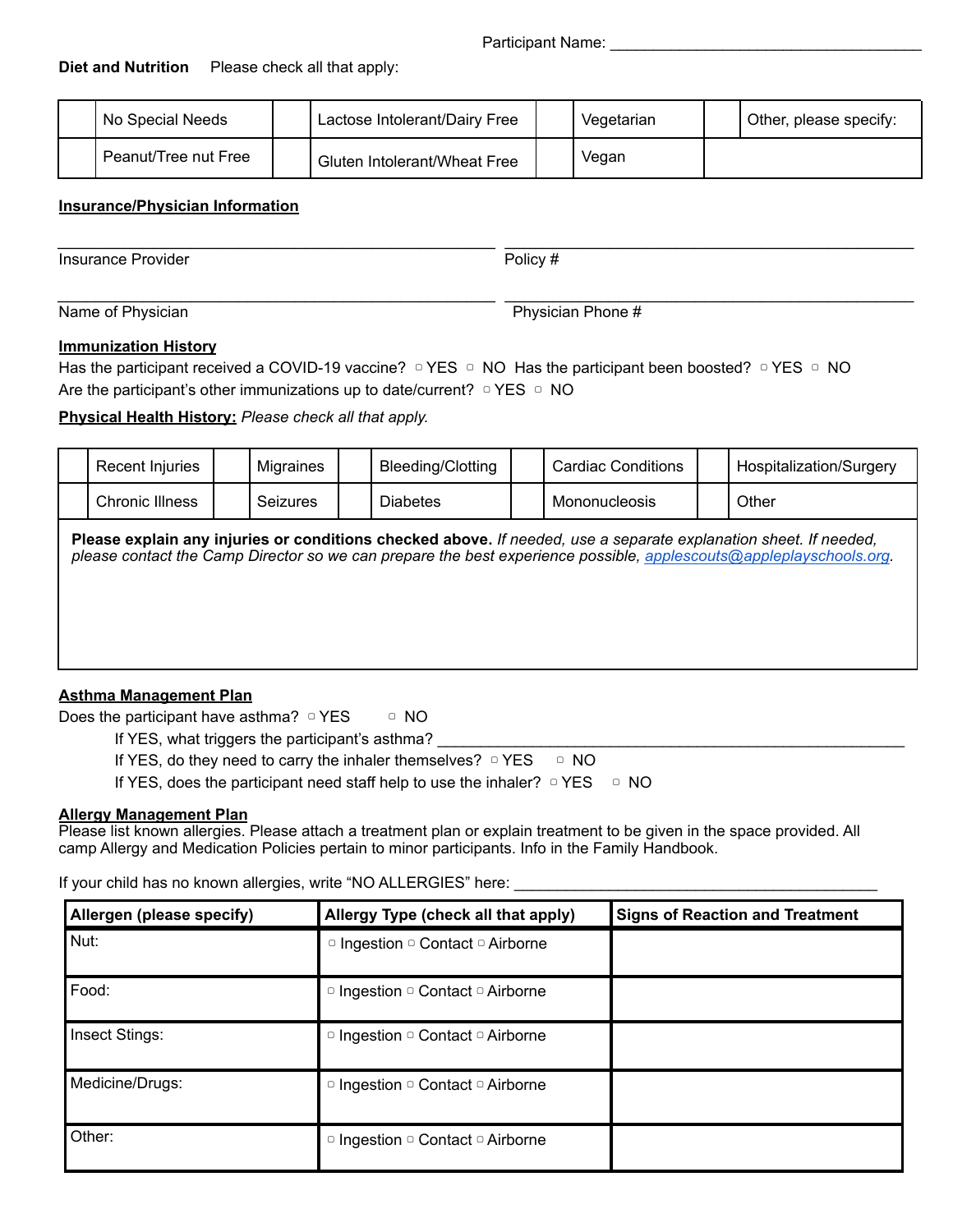Participant Name: ______________________________________

**Diet and Nutrition** Please check all that apply:

| | | | | | | | |
|---|---|---|---|---|---|---|---|
| | No Special Needs | | Lactose Intolerant/Dairy Free | | Vegetarian | | Other, please specify: |
| | Peanut/Tree nut Free | | Gluten Intolerant/Wheat Free | | Vegan | | |

**Insurance/Physician Information**

______________________________________ ______________________________________
Insurance Provider Policy #

______________________________________ ______________________________________
Name of Physician Physician Phone #

**Immunization History**

Has the participant received a COVID-19 vaccine? ▢ YES ▢ NO Has the participant been boosted? ▢ YES ▢ NO

Are the participant's other immunizations up to date/current? ▢ YES ▢ NO

**Physical Health History:** *Please check all that apply.*

| | | | | | | | | | |
|---|---|---|---|---|---|---|---|---|---|
| | Recent Injuries | | Migraines | | Bleeding/Clotting | | Cardiac Conditions | | Hospitalization/Surgery |
| | Chronic Illness | | Seizures | | Diabetes | | Mononucleosis | | Other |

**Please explain any injuries or conditions checked above.** *If needed, use a separate explanation sheet. If needed, please contact the Camp Director so we can prepare the best experience possible,* [applescouts@appleplayschools.org](mailto:applescouts@appleplayschools.org).

**Asthma Management Plan**

Does the participant have asthma? ▢ YES ▢ NO

If YES, what triggers the participant's asthma? ______________________________________

If YES, do they need to carry the inhaler themselves? ▢ YES ▢ NO

If YES, does the participant need staff help to use the inhaler? ▢ YES ▢ NO

**Allergy Management Plan**

Please list known allergies. Please attach a treatment plan or explain treatment to be given in the space provided. All camp Allergy and Medication Policies pertain to minor participants. Info in the Family Handbook.

If your child has no known allergies, write "NO ALLERGIES" here: ______________________________________

| Allergen (please specify) | Allergy Type (check all that apply) | Signs of Reaction and Treatment |
|---|---|---|
| Nut: | ▢ Ingestion ▢ Contact ▢ Airborne | |
| Food: | ▢ Ingestion ▢ Contact ▢ Airborne | |
| Insect Stings: | ▢ Ingestion ▢ Contact ▢ Airborne | |
| Medicine/Drugs: | ▢ Ingestion ▢ Contact ▢ Airborne | |
| Other: | ▢ Ingestion ▢ Contact ▢ Airborne | |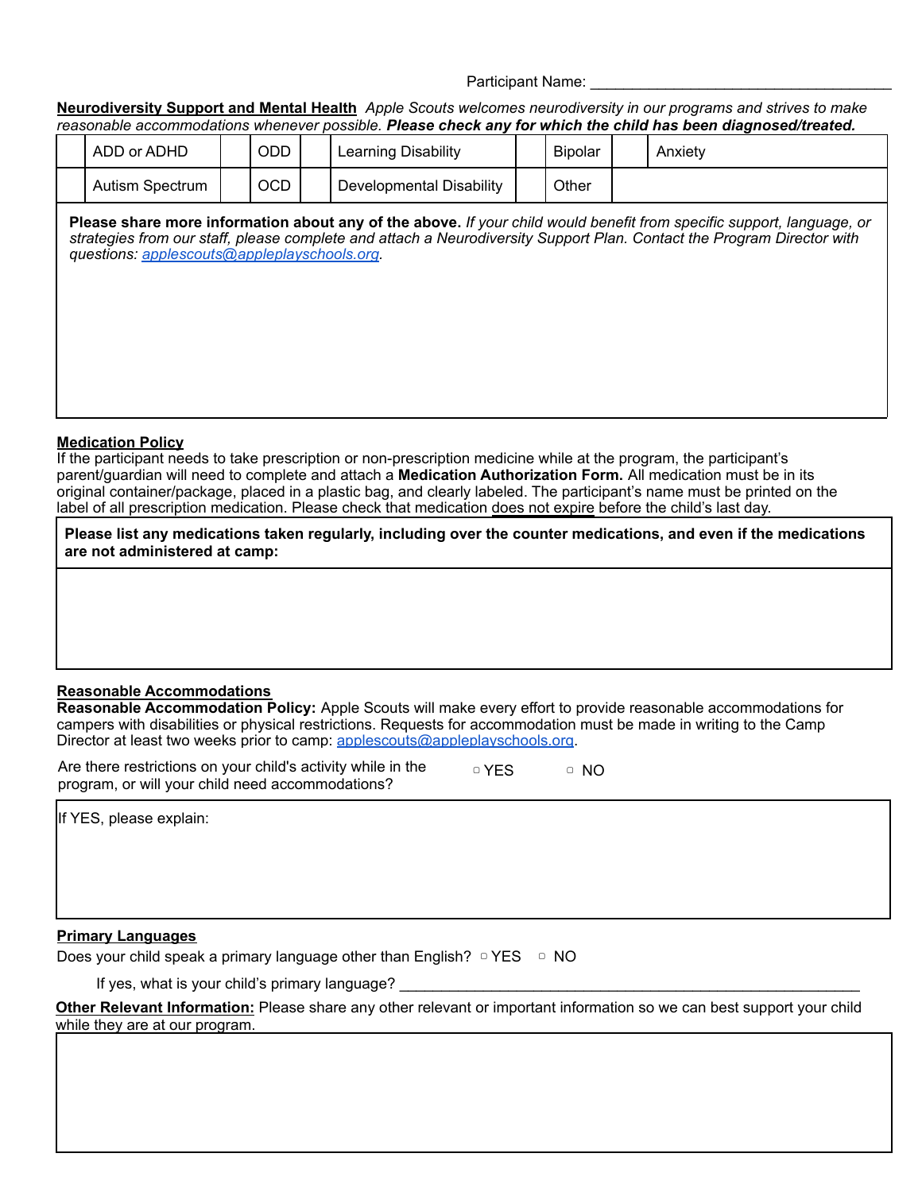Participant Name: ___________________________________

**Neurodiversity Support and Mental Health** *Apple Scouts welcomes neurodiversity in our programs and strives to make reasonable accommodations whenever possible.* ***Please check any for which the child has been diagnosed/treated.***

| | | | | | | | | | |
|---|---|---|---|---|---|---|---|---|---|
| | ADD or ADHD | | ODD | | Learning Disability | | Bipolar | | Anxiety |
| | Autism Spectrum | | OCD | | Developmental Disability | | Other | | |

**Please share more information about any of the above.** *If your child would benefit from specific support, language, or strategies from our staff, please complete and attach a Neurodiversity Support Plan. Contact the Program Director with questions: applescouts@appleplayschools.org.*

**Medication Policy**

If the participant needs to take prescription or non-prescription medicine while at the program, the participant's parent/guardian will need to complete and attach a **Medication Authorization Form.** All medication must be in its original container/package, placed in a plastic bag, and clearly labeled. The participant's name must be printed on the label of all prescription medication. Please check that medication does not expire before the child's last day.

**Please list any medications taken regularly, including over the counter medications, and even if the medications are not administered at camp:**

**Reasonable Accommodations**

**Reasonable Accommodation Policy:** Apple Scouts will make every effort to provide reasonable accommodations for campers with disabilities or physical restrictions. Requests for accommodation must be made in writing to the Camp Director at least two weeks prior to camp: applescouts@appleplayschools.org.

Are there restrictions on your child's activity while in the program, or will your child need accommodations? ▢ YES ▢ NO

If YES, please explain:

**Primary Languages**

Does your child speak a primary language other than English? ▢ YES ▢ NO

If yes, what is your child's primary language? ___________________________________

**Other Relevant Information:** Please share any other relevant or important information so we can best support your child while they are at our program.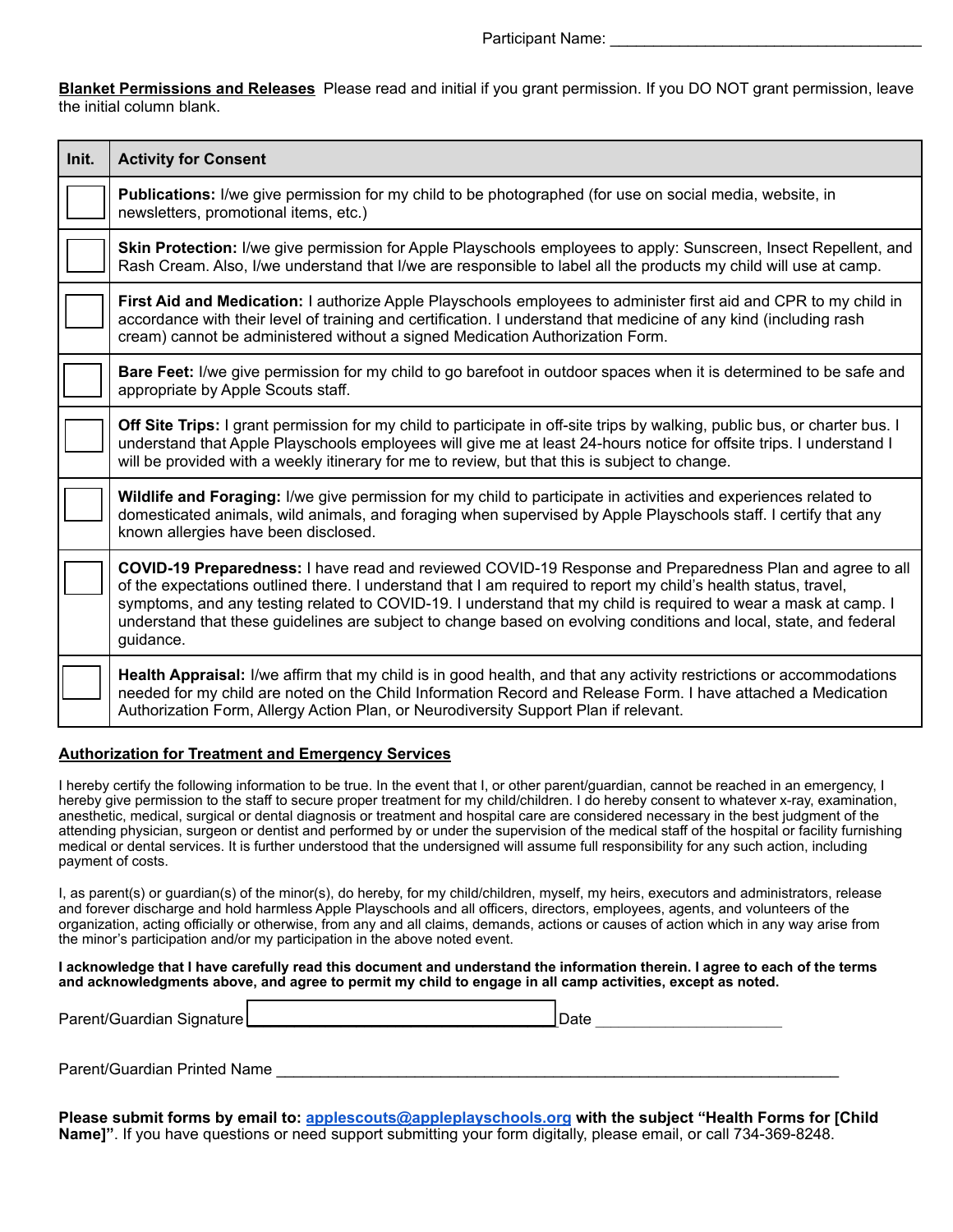Participant Name: ___________________________________

**Blanket Permissions and Releases** Please read and initial if you grant permission. If you DO NOT grant permission, leave the initial column blank.

| Init. | Activity for Consent |
|---|---|
| | **Publications:** I/we give permission for my child to be photographed (for use on social media, website, in newsletters, promotional items, etc.) |
| | **Skin Protection:** I/we give permission for Apple Playschools employees to apply: Sunscreen, Insect Repellent, and Rash Cream. Also, I/we understand that I/we are responsible to label all the products my child will use at camp. |
| | **First Aid and Medication:** I authorize Apple Playschools employees to administer first aid and CPR to my child in accordance with their level of training and certification. I understand that medicine of any kind (including rash cream) cannot be administered without a signed Medication Authorization Form. |
| | **Bare Feet:** I/we give permission for my child to go barefoot in outdoor spaces when it is determined to be safe and appropriate by Apple Scouts staff. |
| | **Off Site Trips:** I grant permission for my child to participate in off-site trips by walking, public bus, or charter bus. I understand that Apple Playschools employees will give me at least 24-hours notice for offsite trips. I understand I will be provided with a weekly itinerary for me to review, but that this is subject to change. |
| | **Wildlife and Foraging:** I/we give permission for my child to participate in activities and experiences related to domesticated animals, wild animals, and foraging when supervised by Apple Playschools staff. I certify that any known allergies have been disclosed. |
| | **COVID-19 Preparedness:** I have read and reviewed COVID-19 Response and Preparedness Plan and agree to all of the expectations outlined there. I understand that I am required to report my child's health status, travel, symptoms, and any testing related to COVID-19. I understand that my child is required to wear a mask at camp. I understand that these guidelines are subject to change based on evolving conditions and local, state, and federal guidance. |
| | **Health Appraisal:** I/we affirm that my child is in good health, and that any activity restrictions or accommodations needed for my child are noted on the Child Information Record and Release Form. I have attached a Medication Authorization Form, Allergy Action Plan, or Neurodiversity Support Plan if relevant. |

**Authorization for Treatment and Emergency Services**

I hereby certify the following information to be true. In the event that I, or other parent/guardian, cannot be reached in an emergency, I hereby give permission to the staff to secure proper treatment for my child/children. I do hereby consent to whatever x-ray, examination, anesthetic, medical, surgical or dental diagnosis or treatment and hospital care are considered necessary in the best judgment of the attending physician, surgeon or dentist and performed by or under the supervision of the medical staff of the hospital or facility furnishing medical or dental services. It is further understood that the undersigned will assume full responsibility for any such action, including payment of costs.

I, as parent(s) or guardian(s) of the minor(s), do hereby, for my child/children, myself, my heirs, executors and administrators, release and forever discharge and hold harmless Apple Playschools and all officers, directors, employees, agents, and volunteers of the organization, acting officially or otherwise, from any and all claims, demands, actions or causes of action which in any way arise from the minor's participation and/or my participation in the above noted event.

**I acknowledge that I have carefully read this document and understand the information therein. I agree to each of the terms and acknowledgments above, and agree to permit my child to engage in all camp activities, except as noted.**

Parent/Guardian Signature ___________________________________ Date ____________________

Parent/Guardian Printed Name ___________________________________________________________

**Please submit forms by email to: applescouts@appleplayschools.org with the subject "Health Forms for [Child Name]"**. If you have questions or need support submitting your form digitally, please email, or call 734-369-8248.